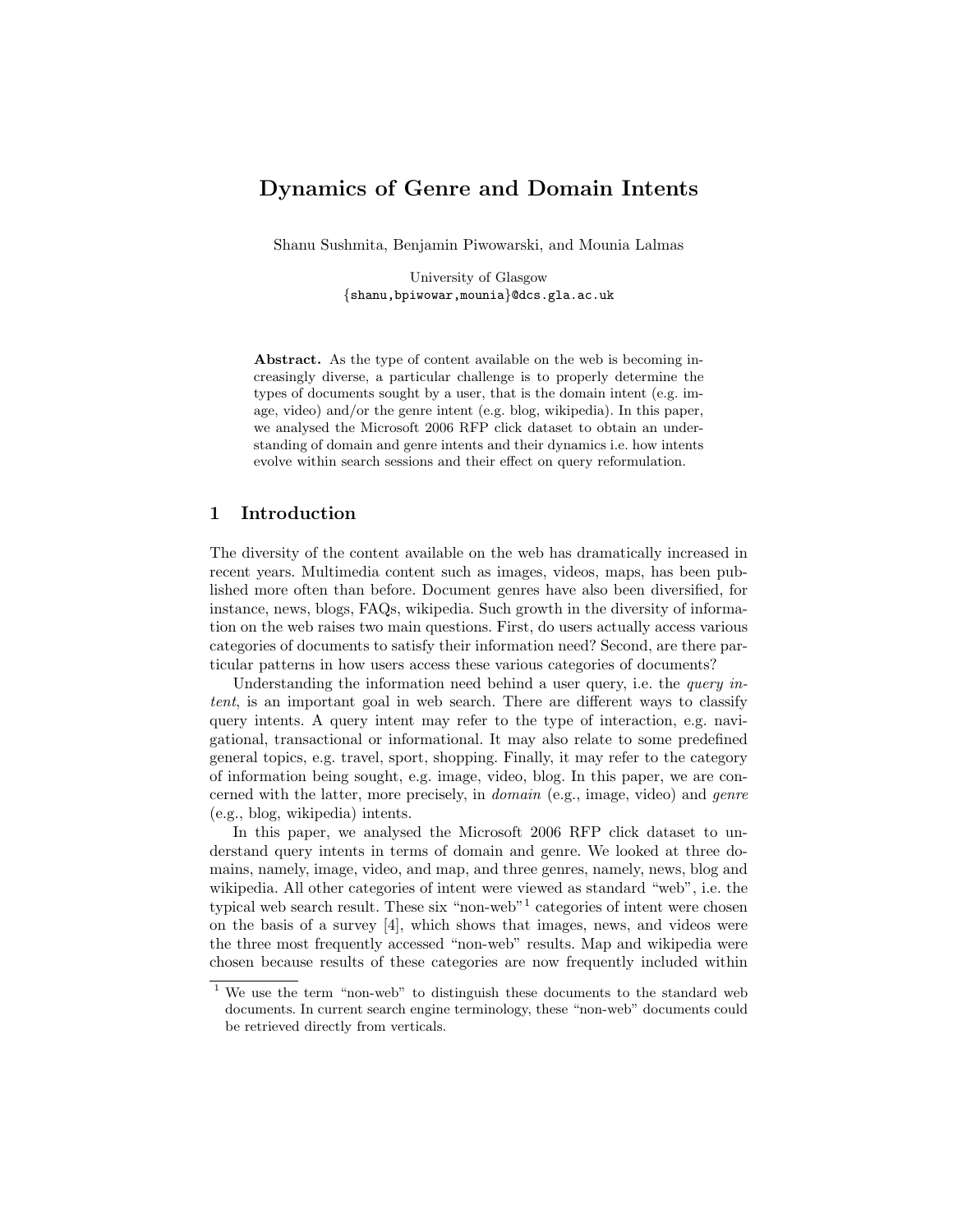# Dynamics of Genre and Domain Intents

Shanu Sushmita, Benjamin Piwowarski, and Mounia Lalmas

University of Glasgow  
{shanu,bpiwowar,mounia}@dcs.gla.ac.uk

**Abstract.** As the type of content available on the web is becoming increasingly diverse, a particular challenge is to properly determine the types of documents sought by a user, that is the domain intent (e.g. image, video) and/or the genre intent (e.g. blog, wikipedia). In this paper, we analysed the Microsoft 2006 RFP click dataset to obtain an understanding of domain and genre intents and their dynamics i.e. how intents evolve within search sessions and their effect on query reformulation.

## 1 Introduction

The diversity of the content available on the web has dramatically increased in recent years. Multimedia content such as images, videos, maps, has been published more often than before. Document genres have also been diversified, for instance, news, blogs, FAQs, wikipedia. Such growth in the diversity of information on the web raises two main questions. First, do users actually access various categories of documents to satisfy their information need? Second, are there particular patterns in how users access these various categories of documents?

Understanding the information need behind a user query, i.e. the *query intent*, is an important goal in web search. There are different ways to classify query intents. A query intent may refer to the type of interaction, e.g. navigational, transactional or informational. It may also relate to some predefined general topics, e.g. travel, sport, shopping. Finally, it may refer to the category of information being sought, e.g. image, video, blog. In this paper, we are concerned with the latter, more precisely, in *domain* (e.g., image, video) and *genre* (e.g., blog, wikipedia) intents.

In this paper, we analysed the Microsoft 2006 RFP click dataset to understand query intents in terms of domain and genre. We looked at three domains, namely, image, video, and map, and three genres, namely, news, blog and wikipedia. All other categories of intent were viewed as standard "web", i.e. the typical web search result. These six "non-web"[1] categories of intent were chosen on the basis of a survey [4], which shows that images, news, and videos were the three most frequently accessed "non-web" results. Map and wikipedia were chosen because results of these categories are now frequently included within

[1] We use the term "non-web" to distinguish these documents to the standard web documents. In current search engine terminology, these "non-web" documents could be retrieved directly from verticals.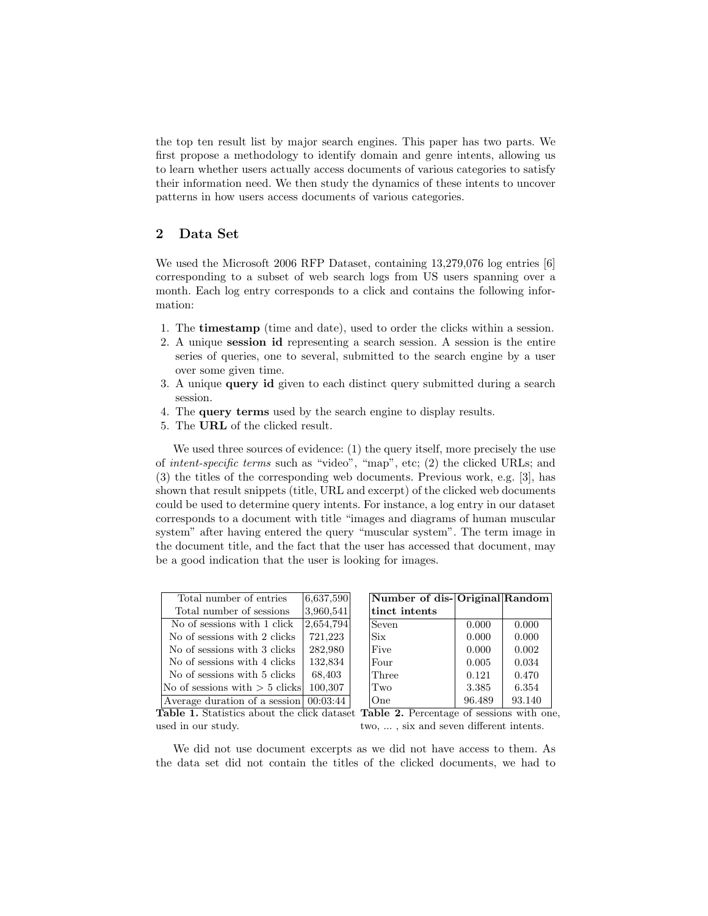the top ten result list by major search engines. This paper has two parts. We first propose a methodology to identify domain and genre intents, allowing us to learn whether users actually access documents of various categories to satisfy their information need. We then study the dynamics of these intents to uncover patterns in how users access documents of various categories.

## 2 Data Set

We used the Microsoft 2006 RFP Dataset, containing 13,279,076 log entries [6] corresponding to a subset of web search logs from US users spanning over a month. Each log entry corresponds to a click and contains the following information:

1. The **timestamp** (time and date), used to order the clicks within a session.
2. A unique **session id** representing a search session. A session is the entire series of queries, one to several, submitted to the search engine by a user over some given time.
3. A unique **query id** given to each distinct query submitted during a search session.
4. The **query terms** used by the search engine to display results.
5. The **URL** of the clicked result.

We used three sources of evidence: (1) the query itself, more precisely the use of *intent-specific terms* such as "video", "map", etc; (2) the clicked URLs; and (3) the titles of the corresponding web documents. Previous work, e.g. [3], has shown that result snippets (title, URL and excerpt) of the clicked web documents could be used to determine query intents. For instance, a log entry in our dataset corresponds to a document with title "images and diagrams of human muscular system" after having entered the query "muscular system". The term image in the document title, and the fact that the user has accessed that document, may be a good indication that the user is looking for images.

| Total number of entries | 6,637,590 |
|---|---|
| Total number of sessions | 3,960,541 |
| No of sessions with 1 click | 2,654,794 |
| No of sessions with 2 clicks | 721,223 |
| No of sessions with 3 clicks | 282,980 |
| No of sessions with 4 clicks | 132,834 |
| No of sessions with 5 clicks | 68,403 |
| No of sessions with > 5 clicks | 100,307 |
| Average duration of a session | 00:03:44 |

**Table 1.** Statistics about the click dataset used in our study.

| Number of distinct intents | Original | Random |
|---|---|---|
| Seven | 0.000 | 0.000 |
| Six | 0.000 | 0.000 |
| Five | 0.000 | 0.002 |
| Four | 0.005 | 0.034 |
| Three | 0.121 | 0.470 |
| Two | 3.385 | 6.354 |
| One | 96.489 | 93.140 |

**Table 2.** Percentage of sessions with one, two, ... , six and seven different intents.

We did not use document excerpts as we did not have access to them. As the data set did not contain the titles of the clicked documents, we had to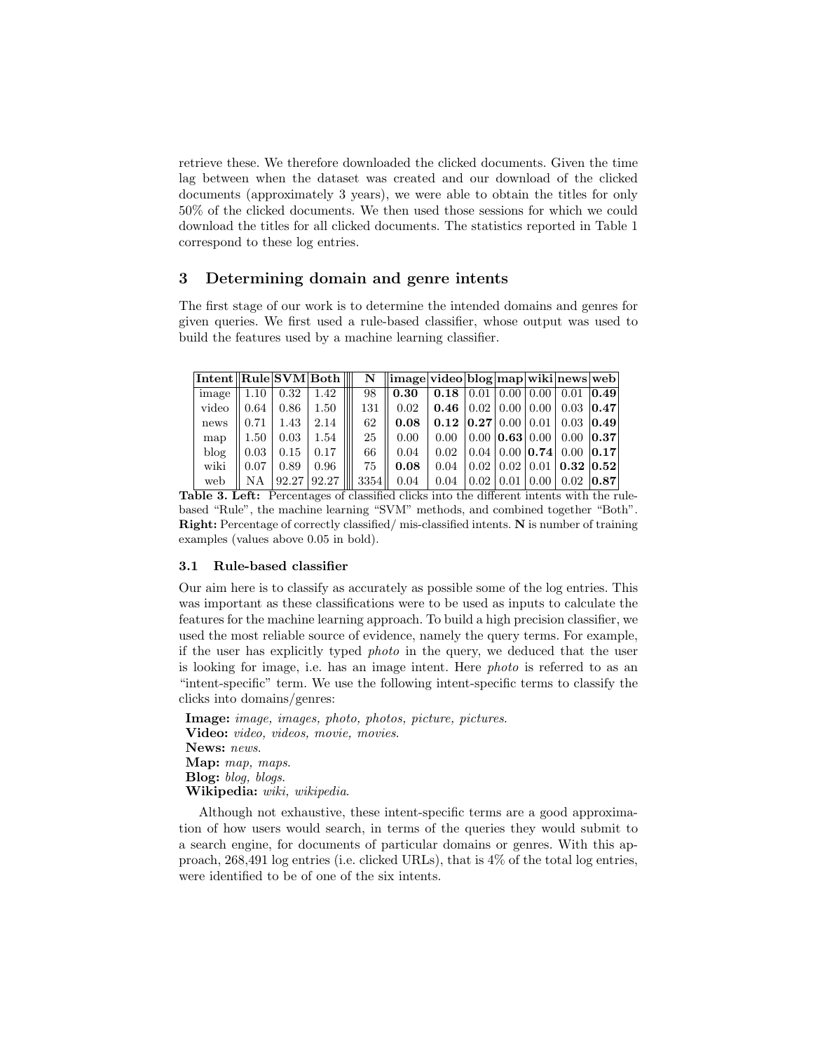retrieve these. We therefore downloaded the clicked documents. Given the time lag between when the dataset was created and our download of the clicked documents (approximately 3 years), we were able to obtain the titles for only 50% of the clicked documents. We then used those sessions for which we could download the titles for all clicked documents. The statistics reported in Table 1 correspond to these log entries.

## 3 Determining domain and genre intents

The first stage of our work is to determine the intended domains and genres for given queries. We first used a rule-based classifier, whose output was used to build the features used by a machine learning classifier.

| Intent | Rule | SVM | Both | N | image | video | blog | map | wiki | news | web |
|---|---|---|---|---|---|---|---|---|---|---|---|
| image | 1.10 | 0.32 | 1.42 | 98 | **0.30** | **0.18** | 0.01 | 0.00 | 0.00 | 0.01 | **0.49** |
| video | 0.64 | 0.86 | 1.50 | 131 | 0.02 | **0.46** | 0.02 | 0.00 | 0.00 | 0.03 | **0.47** |
| news | 0.71 | 1.43 | 2.14 | 62 | **0.08** | **0.12** | **0.27** | 0.00 | 0.01 | 0.03 | **0.49** |
| map | 1.50 | 0.03 | 1.54 | 25 | 0.00 | 0.00 | 0.00 | **0.63** | 0.00 | 0.00 | **0.37** |
| blog | 0.03 | 0.15 | 0.17 | 66 | 0.04 | 0.02 | 0.04 | 0.00 | **0.74** | 0.00 | **0.17** |
| wiki | 0.07 | 0.89 | 0.96 | 75 | **0.08** | 0.04 | 0.02 | 0.02 | 0.01 | **0.32** | **0.52** |
| web | NA | 92.27 | 92.27 | 3354 | 0.04 | 0.04 | 0.02 | 0.01 | 0.00 | 0.02 | **0.87** |

**Table 3. Left:** Percentages of classified clicks into the different intents with the rule-based "Rule", the machine learning "SVM" methods, and combined together "Both". **Right:** Percentage of correctly classified/ mis-classified intents. **N** is number of training examples (values above 0.05 in bold).

### 3.1 Rule-based classifier

Our aim here is to classify as accurately as possible some of the log entries. This was important as these classifications were to be used as inputs to calculate the features for the machine learning approach. To build a high precision classifier, we used the most reliable source of evidence, namely the query terms. For example, if the user has explicitly typed *photo* in the query, we deduced that the user is looking for image, i.e. has an image intent. Here *photo* is referred to as an "intent-specific" term. We use the following intent-specific terms to classify the clicks into domains/genres:

**Image:** *image, images, photo, photos, picture, pictures*.
**Video:** *video, videos, movie, movies*.
**News:** *news*.
**Map:** *map, maps*.
**Blog:** *blog, blogs*.
**Wikipedia:** *wiki, wikipedia*.

Although not exhaustive, these intent-specific terms are a good approximation of how users would search, in terms of the queries they would submit to a search engine, for documents of particular domains or genres. With this approach, 268,491 log entries (i.e. clicked URLs), that is 4% of the total log entries, were identified to be of one of the six intents.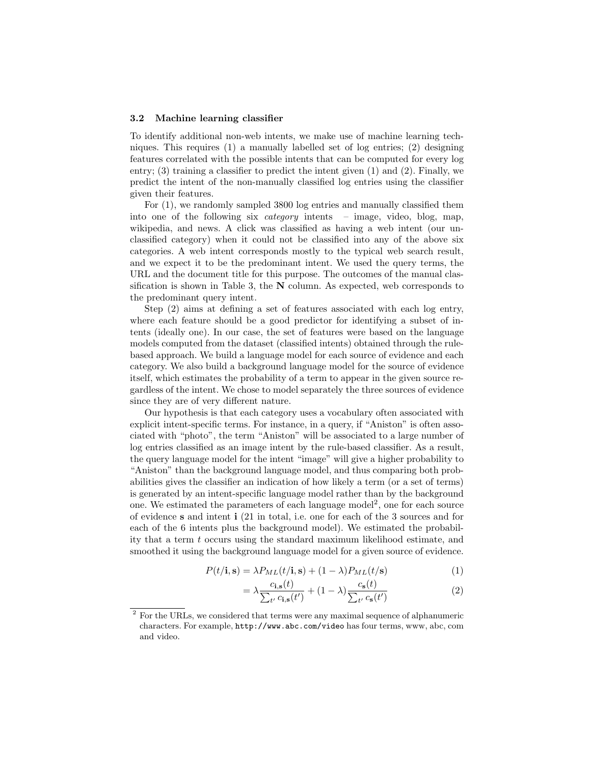### 3.2 Machine learning classifier

To identify additional non-web intents, we make use of machine learning techniques. This requires (1) a manually labelled set of log entries; (2) designing features correlated with the possible intents that can be computed for every log entry; (3) training a classifier to predict the intent given (1) and (2). Finally, we predict the intent of the non-manually classified log entries using the classifier given their features.

For (1), we randomly sampled 3800 log entries and manually classified them into one of the following six *category* intents – image, video, blog, map, wikipedia, and news. A click was classified as having a web intent (our unclassified category) when it could not be classified into any of the above six categories. A web intent corresponds mostly to the typical web search result, and we expect it to be the predominant intent. We used the query terms, the URL and the document title for this purpose. The outcomes of the manual classification is shown in Table 3, the **N** column. As expected, web corresponds to the predominant query intent.

Step (2) aims at defining a set of features associated with each log entry, where each feature should be a good predictor for identifying a subset of intents (ideally one). In our case, the set of features were based on the language models computed from the dataset (classified intents) obtained through the rule-based approach. We build a language model for each source of evidence and each category. We also build a background language model for the source of evidence itself, which estimates the probability of a term to appear in the given source regardless of the intent. We chose to model separately the three sources of evidence since they are of very different nature.

Our hypothesis is that each category uses a vocabulary often associated with explicit intent-specific terms. For instance, in a query, if "Aniston" is often associated with "photo", the term "Aniston" will be associated to a large number of log entries classified as an image intent by the rule-based classifier. As a result, the query language model for the intent "image" will give a higher probability to "Aniston" than the background language model, and thus comparing both probabilities gives the classifier an indication of how likely a term (or a set of terms) is generated by an intent-specific language model rather than by the background one. We estimated the parameters of each language model[2], one for each source of evidence $\mathbf{s}$ and intent $\mathbf{i}$ (21 in total, i.e. one for each of the 3 sources and for each of the 6 intents plus the background model). We estimated the probability that a term $t$ occurs using the standard maximum likelihood estimate, and smoothed it using the background language model for a given source of evidence.

$$P(t/\mathbf{i}, \mathbf{s}) = \lambda P_{ML}(t/\mathbf{i}, \mathbf{s}) + (1 - \lambda) P_{ML}(t/\mathbf{s}) \tag{1}$$

$$= \lambda \frac{c_{\mathbf{i},\mathbf{s}}(t)}{\sum_{t'} c_{\mathbf{i},\mathbf{s}}(t')} + (1 - \lambda) \frac{c_{\mathbf{s}}(t)}{\sum_{t'} c_{\mathbf{s}}(t')} \tag{2}$$

[2] For the URLs, we considered that terms were any maximal sequence of alphanumeric characters. For example, `http://www.abc.com/video` has four terms, www, abc, com and video.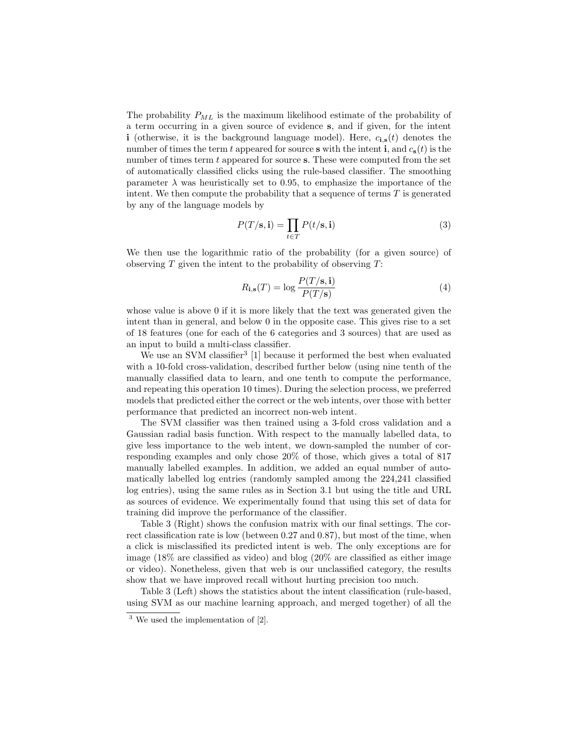The probability $P_{ML}$ is the maximum likelihood estimate of the probability of a term occurring in a given source of evidence $\mathbf{s}$, and if given, for the intent $\mathbf{i}$ (otherwise, it is the background language model). Here, $c_{\mathbf{i},\mathbf{s}}(t)$ denotes the number of times the term $t$ appeared for source $\mathbf{s}$ with the intent $\mathbf{i}$, and $c_{\mathbf{s}}(t)$ is the number of times term $t$ appeared for source $\mathbf{s}$. These were computed from the set of automatically classified clicks using the rule-based classifier. The smoothing parameter $\lambda$ was heuristically set to 0.95, to emphasize the importance of the intent. We then compute the probability that a sequence of terms $T$ is generated by any of the language models by

$$P(T/\mathbf{s}, \mathbf{i}) = \prod_{t \in T} P(t/\mathbf{s}, \mathbf{i}) \tag{3}$$

We then use the logarithmic ratio of the probability (for a given source) of observing $T$ given the intent to the probability of observing $T$:

$$R_{\mathbf{i},\mathbf{s}}(T) = \log \frac{P(T/\mathbf{s}, \mathbf{i})}{P(T/\mathbf{s})} \tag{4}$$

whose value is above 0 if it is more likely that the text was generated given the intent than in general, and below 0 in the opposite case. This gives rise to a set of 18 features (one for each of the 6 categories and 3 sources) that are used as an input to build a multi-class classifier.

We use an SVM classifier[3] [1] because it performed the best when evaluated with a 10-fold cross-validation, described further below (using nine tenth of the manually classified data to learn, and one tenth to compute the performance, and repeating this operation 10 times). During the selection process, we preferred models that predicted either the correct or the web intents, over those with better performance that predicted an incorrect non-web intent.

The SVM classifier was then trained using a 3-fold cross validation and a Gaussian radial basis function. With respect to the manually labelled data, to give less importance to the web intent, we down-sampled the number of corresponding examples and only chose 20% of those, which gives a total of 817 manually labelled examples. In addition, we added an equal number of automatically labelled log entries (randomly sampled among the 224,241 classified log entries), using the same rules as in Section 3.1 but using the title and URL as sources of evidence. We experimentally found that using this set of data for training did improve the performance of the classifier.

Table 3 (Right) shows the confusion matrix with our final settings. The correct classification rate is low (between 0.27 and 0.87), but most of the time, when a click is misclassified its predicted intent is web. The only exceptions are for image (18% are classified as video) and blog (20% are classified as either image or video). Nonetheless, given that web is our unclassified category, the results show that we have improved recall without hurting precision too much.

Table 3 (Left) shows the statistics about the intent classification (rule-based, using SVM as our machine learning approach, and merged together) of all the

[3] We used the implementation of [2].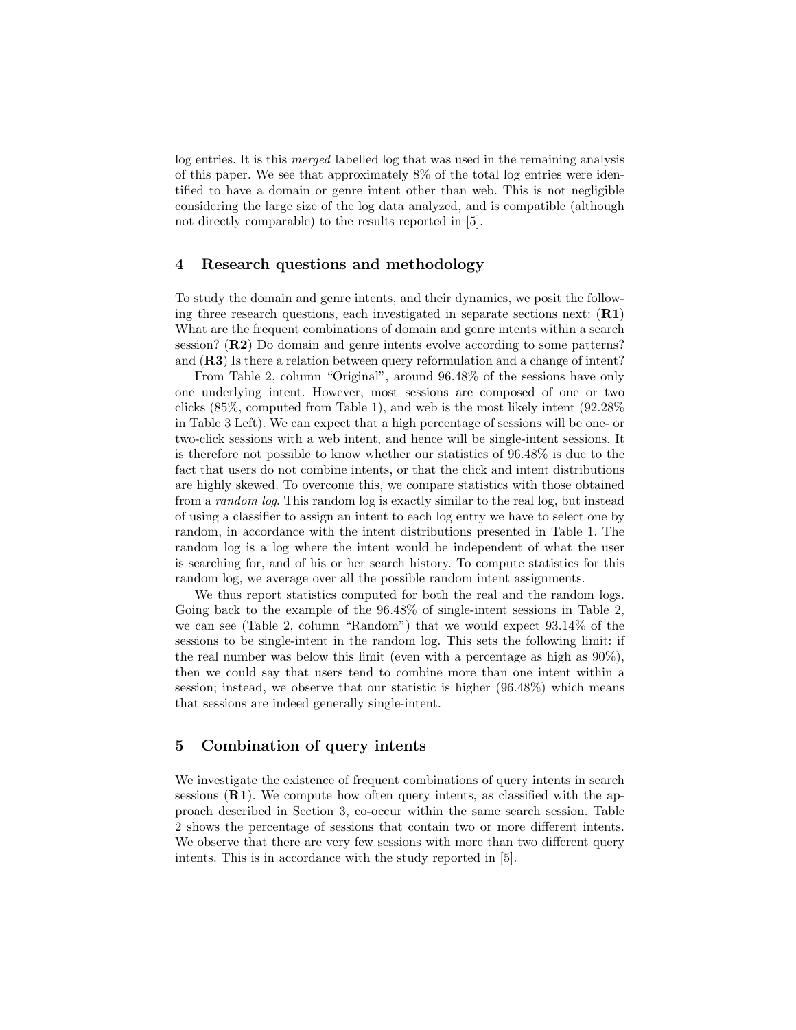log entries. It is this *merged* labelled log that was used in the remaining analysis of this paper. We see that approximately 8% of the total log entries were identified to have a domain or genre intent other than web. This is not negligible considering the large size of the log data analyzed, and is compatible (although not directly comparable) to the results reported in [5].

## 4 Research questions and methodology

To study the domain and genre intents, and their dynamics, we posit the following three research questions, each investigated in separate sections next: (**R1**) What are the frequent combinations of domain and genre intents within a search session? (**R2**) Do domain and genre intents evolve according to some patterns? and (**R3**) Is there a relation between query reformulation and a change of intent?

From Table 2, column "Original", around 96.48% of the sessions have only one underlying intent. However, most sessions are composed of one or two clicks (85%, computed from Table 1), and web is the most likely intent (92.28% in Table 3 Left). We can expect that a high percentage of sessions will be one- or two-click sessions with a web intent, and hence will be single-intent sessions. It is therefore not possible to know whether our statistics of 96.48% is due to the fact that users do not combine intents, or that the click and intent distributions are highly skewed. To overcome this, we compare statistics with those obtained from a *random log*. This random log is exactly similar to the real log, but instead of using a classifier to assign an intent to each log entry we have to select one by random, in accordance with the intent distributions presented in Table 1. The random log is a log where the intent would be independent of what the user is searching for, and of his or her search history. To compute statistics for this random log, we average over all the possible random intent assignments.

We thus report statistics computed for both the real and the random logs. Going back to the example of the 96.48% of single-intent sessions in Table 2, we can see (Table 2, column "Random") that we would expect 93.14% of the sessions to be single-intent in the random log. This sets the following limit: if the real number was below this limit (even with a percentage as high as 90%), then we could say that users tend to combine more than one intent within a session; instead, we observe that our statistic is higher (96.48%) which means that sessions are indeed generally single-intent.

## 5 Combination of query intents

We investigate the existence of frequent combinations of query intents in search sessions (**R1**). We compute how often query intents, as classified with the approach described in Section 3, co-occur within the same search session. Table 2 shows the percentage of sessions that contain two or more different intents. We observe that there are very few sessions with more than two different query intents. This is in accordance with the study reported in [5].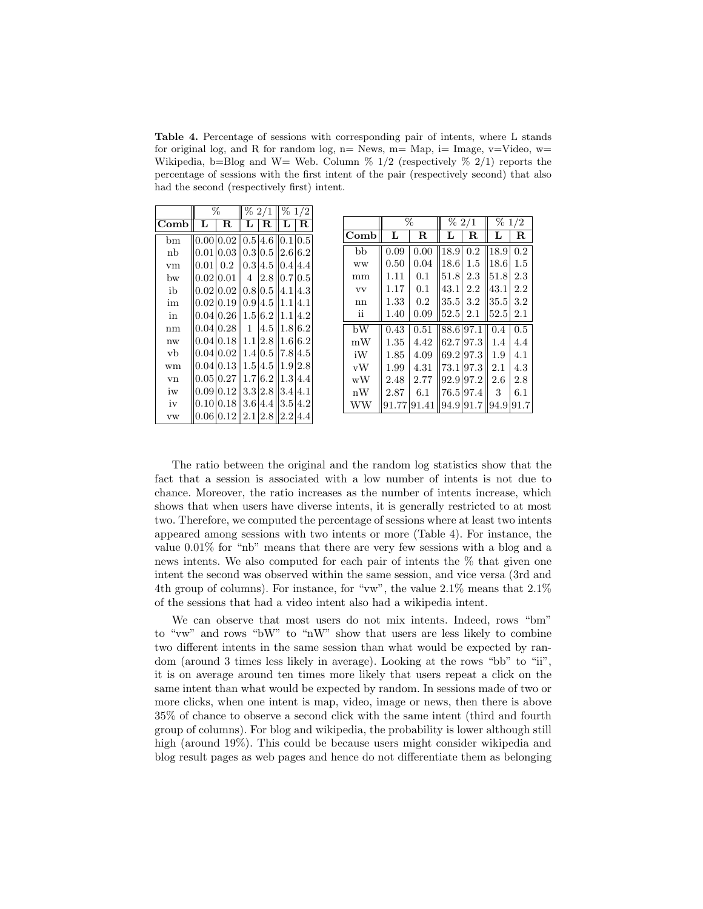**Table 4.** Percentage of sessions with corresponding pair of intents, where L stands for original log, and R for random log, n= News, m= Map, i= Image, v=Video, w= Wikipedia, b=Blog and W= Web. Column % 1/2 (respectively % 2/1) reports the percentage of sessions with the first intent of the pair (respectively second) that also had the second (respectively first) intent.

| | % | | % 2/1 | | % 1/2 | |
|---|---|---|---|---|---|---|
| **Comb** | **L** | **R** | **L** | **R** | **L** | **R** |
| bm | 0.00 | 0.02 | 0.5 | 4.6 | 0.1 | 0.5 |
| nb | 0.01 | 0.03 | 0.3 | 0.5 | 2.6 | 6.2 |
| vm | 0.01 | 0.2 | 0.3 | 4.5 | 0.4 | 4.4 |
| bw | 0.02 | 0.01 | 4 | 2.8 | 0.7 | 0.5 |
| ib | 0.02 | 0.02 | 0.8 | 0.5 | 4.1 | 4.3 |
| im | 0.02 | 0.19 | 0.9 | 4.5 | 1.1 | 4.1 |
| in | 0.04 | 0.26 | 1.5 | 6.2 | 1.1 | 4.2 |
| nm | 0.04 | 0.28 | 1 | 4.5 | 1.8 | 6.2 |
| nw | 0.04 | 0.18 | 1.1 | 2.8 | 1.6 | 6.2 |
| vb | 0.04 | 0.02 | 1.4 | 0.5 | 7.8 | 4.5 |
| wm | 0.04 | 0.13 | 1.5 | 4.5 | 1.9 | 2.8 |
| vn | 0.05 | 0.27 | 1.7 | 6.2 | 1.3 | 4.4 |
| iw | 0.09 | 0.12 | 3.3 | 2.8 | 3.4 | 4.1 |
| iv | 0.10 | 0.18 | 3.6 | 4.4 | 3.5 | 4.2 |
| vw | 0.06 | 0.12 | 2.1 | 2.8 | 2.2 | 4.4 |

| | % | | % 2/1 | | % 1/2 | |
|---|---|---|---|---|---|---|
| **Comb** | **L** | **R** | **L** | **R** | **L** | **R** |
| bb | 0.09 | 0.00 | 18.9 | 0.2 | 18.9 | 0.2 |
| ww | 0.50 | 0.04 | 18.6 | 1.5 | 18.6 | 1.5 |
| mm | 1.11 | 0.1 | 51.8 | 2.3 | 51.8 | 2.3 |
| vv | 1.17 | 0.1 | 43.1 | 2.2 | 43.1 | 2.2 |
| nn | 1.33 | 0.2 | 35.5 | 3.2 | 35.5 | 3.2 |
| ii | 1.40 | 0.09 | 52.5 | 2.1 | 52.5 | 2.1 |
| bW | 0.43 | 0.51 | 88.6 | 97.1 | 0.4 | 0.5 |
| mW | 1.35 | 4.42 | 62.7 | 97.3 | 1.4 | 4.4 |
| iW | 1.85 | 4.09 | 69.2 | 97.3 | 1.9 | 4.1 |
| vW | 1.99 | 4.31 | 73.1 | 97.3 | 2.1 | 4.3 |
| wW | 2.48 | 2.77 | 92.9 | 97.2 | 2.6 | 2.8 |
| nW | 2.87 | 6.1 | 76.5 | 97.4 | 3 | 6.1 |
| WW | 91.77 | 91.41 | 94.9 | 91.7 | 94.9 | 91.7 |

The ratio between the original and the random log statistics show that the fact that a session is associated with a low number of intents is not due to chance. Moreover, the ratio increases as the number of intents increase, which shows that when users have diverse intents, it is generally restricted to at most two. Therefore, we computed the percentage of sessions where at least two intents appeared among sessions with two intents or more (Table 4). For instance, the value 0.01% for "nb" means that there are very few sessions with a blog and a news intents. We also computed for each pair of intents the % that given one intent the second was observed within the same session, and vice versa (3rd and 4th group of columns). For instance, for "vw", the value 2.1% means that 2.1% of the sessions that had a video intent also had a wikipedia intent.

We can observe that most users do not mix intents. Indeed, rows "bm" to "vw" and rows "bW" to "nW" show that users are less likely to combine two different intents in the same session than what would be expected by random (around 3 times less likely in average). Looking at the rows "bb" to "ii", it is on average around ten times more likely that users repeat a click on the same intent than what would be expected by random. In sessions made of two or more clicks, when one intent is map, video, image or news, then there is above 35% of chance to observe a second click with the same intent (third and fourth group of columns). For blog and wikipedia, the probability is lower although still high (around 19%). This could be because users might consider wikipedia and blog result pages as web pages and hence do not differentiate them as belonging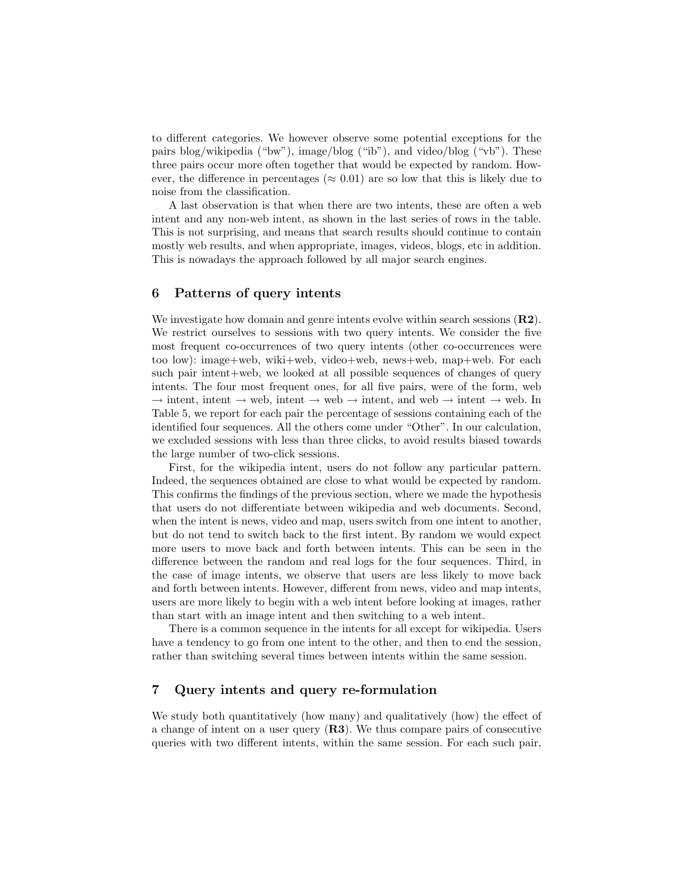to different categories. We however observe some potential exceptions for the pairs blog/wikipedia ("bw"), image/blog ("ib"), and video/blog ("vb"). These three pairs occur more often together that would be expected by random. However, the difference in percentages ($\approx 0.01$) are so low that this is likely due to noise from the classification.

A last observation is that when there are two intents, these are often a web intent and any non-web intent, as shown in the last series of rows in the table. This is not surprising, and means that search results should continue to contain mostly web results, and when appropriate, images, videos, blogs, etc in addition. This is nowadays the approach followed by all major search engines.

## 6 Patterns of query intents

We investigate how domain and genre intents evolve within search sessions (**R2**). We restrict ourselves to sessions with two query intents. We consider the five most frequent co-occurrences of two query intents (other co-occurrences were too low): image+web, wiki+web, video+web, news+web, map+web. For each such pair intent+web, we looked at all possible sequences of changes of query intents. The four most frequent ones, for all five pairs, were of the form, web $\rightarrow$ intent, intent $\rightarrow$ web, intent $\rightarrow$ web $\rightarrow$ intent, and web $\rightarrow$ intent $\rightarrow$ web. In Table 5, we report for each pair the percentage of sessions containing each of the identified four sequences. All the others come under "Other". In our calculation, we excluded sessions with less than three clicks, to avoid results biased towards the large number of two-click sessions.

First, for the wikipedia intent, users do not follow any particular pattern. Indeed, the sequences obtained are close to what would be expected by random. This confirms the findings of the previous section, where we made the hypothesis that users do not differentiate between wikipedia and web documents. Second, when the intent is news, video and map, users switch from one intent to another, but do not tend to switch back to the first intent. By random we would expect more users to move back and forth between intents. This can be seen in the difference between the random and real logs for the four sequences. Third, in the case of image intents, we observe that users are less likely to move back and forth between intents. However, different from news, video and map intents, users are more likely to begin with a web intent before looking at images, rather than start with an image intent and then switching to a web intent.

There is a common sequence in the intents for all except for wikipedia. Users have a tendency to go from one intent to the other, and then to end the session, rather than switching several times between intents within the same session.

## 7 Query intents and query re-formulation

We study both quantitatively (how many) and qualitatively (how) the effect of a change of intent on a user query (**R3**). We thus compare pairs of consecutive queries with two different intents, within the same session. For each such pair,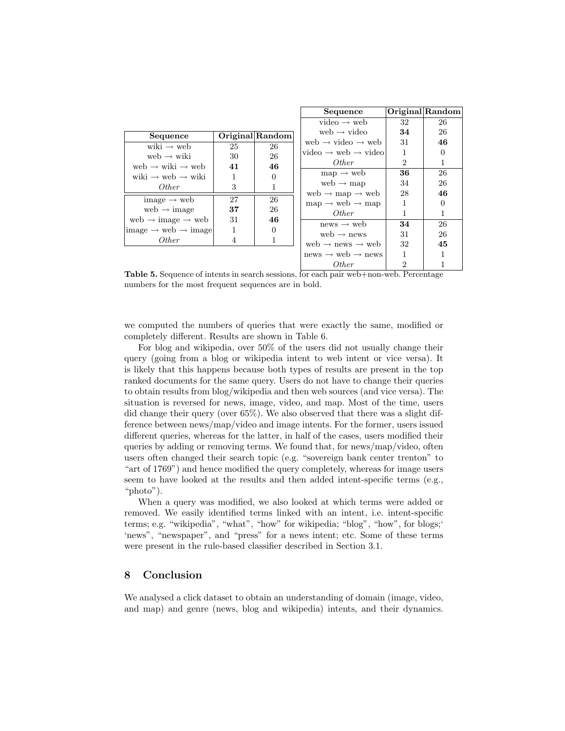| Sequence | Original | Random |
|---|---|---|
| wiki → web | 25 | 26 |
| web → wiki | 30 | 26 |
| web → wiki → web | **41** | **46** |
| wiki → web → wiki | 1 | 0 |
| *Other* | 3 | 1 |
| image → web | 27 | 26 |
| web → image | **37** | 26 |
| web → image → web | 31 | **46** |
| image → web → image | 1 | 0 |
| *Other* | 4 | 1 |

| Sequence | Original | Random |
|---|---|---|
| video → web | 32 | 26 |
| web → video | **34** | 26 |
| web → video → web | 31 | **46** |
| video → web → video | 1 | 0 |
| *Other* | 2 | 1 |
| map → web | **36** | 26 |
| web → map | 34 | 26 |
| web → map → web | 28 | **46** |
| map → web → map | 1 | 0 |
| *Other* | 1 | 1 |
| news → web | **34** | 26 |
| web → news | 31 | 26 |
| web → news → web | 32 | **45** |
| news → web → news | 1 | 1 |
| *Other* | 2 | 1 |

**Table 5.** Sequence of intents in search sessions, for each pair web+non-web. Percentage numbers for the most frequent sequences are in bold.

we computed the numbers of queries that were exactly the same, modified or completely different. Results are shown in Table 6.

For blog and wikipedia, over 50% of the users did not usually change their query (going from a blog or wikipedia intent to web intent or vice versa). It is likely that this happens because both types of results are present in the top ranked documents for the same query. Users do not have to change their queries to obtain results from blog/wikipedia and then web sources (and vice versa). The situation is reversed for news, image, video, and map. Most of the time, users did change their query (over 65%). We also observed that there was a slight difference between news/map/video and image intents. For the former, users issued different queries, whereas for the latter, in half of the cases, users modified their queries by adding or removing terms. We found that, for news/map/video, often users often changed their search topic (e.g. "sovereign bank center trenton" to "art of 1769") and hence modified the query completely, whereas for image users seem to have looked at the results and then added intent-specific terms (e.g., "photo").

When a query was modified, we also looked at which terms were added or removed. We easily identified terms linked with an intent, i.e. intent-specific terms; e.g. "wikipedia", "what", "how" for wikipedia; "blog", "how", for blogs;' 'news", "newspaper", and "press" for a news intent; etc. Some of these terms were present in the rule-based classifier described in Section 3.1.

## 8 Conclusion

We analysed a click dataset to obtain an understanding of domain (image, video, and map) and genre (news, blog and wikipedia) intents, and their dynamics.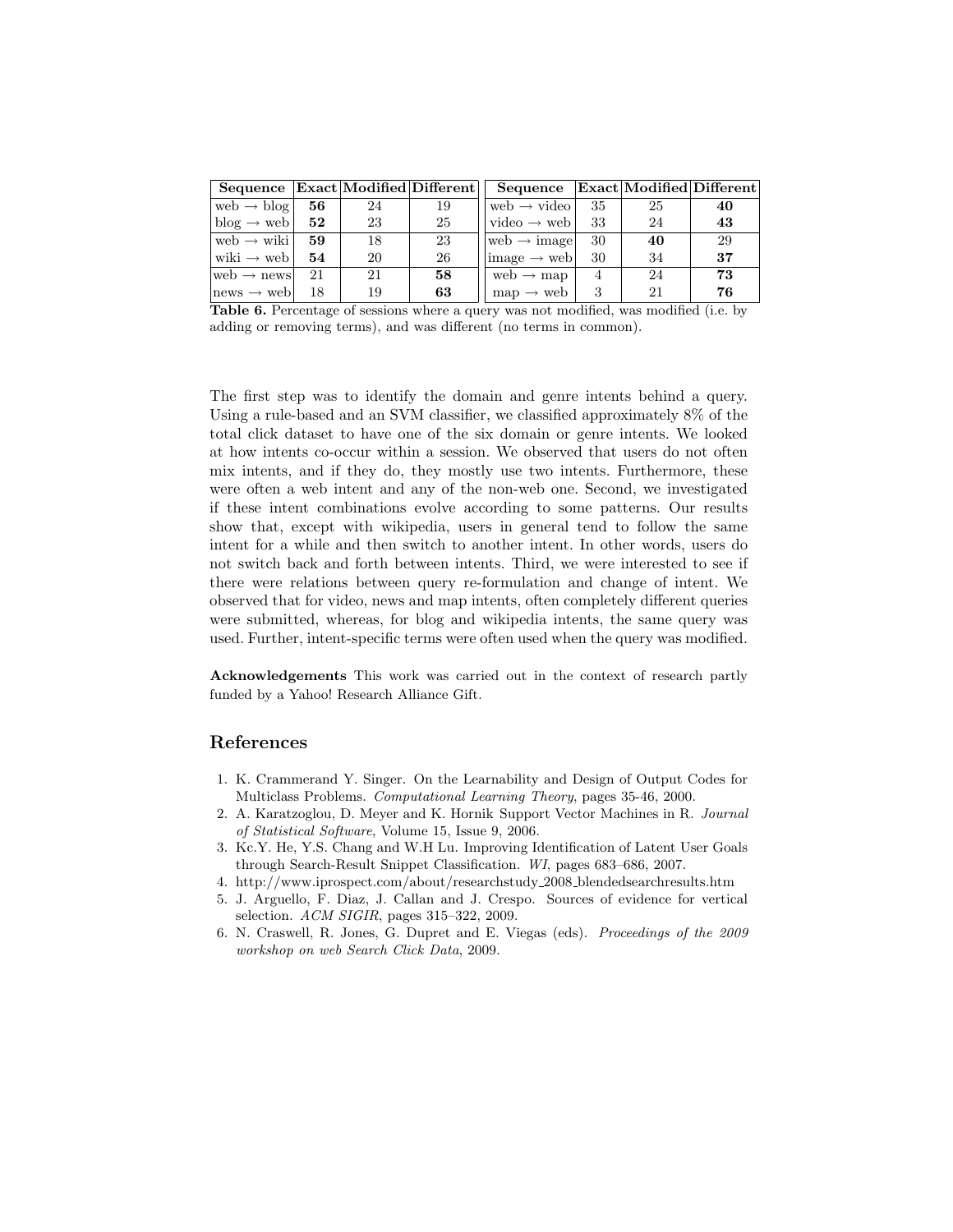| Sequence | Exact | Modified | Different | Sequence | Exact | Modified | Different |
|---|---|---|---|---|---|---|---|
| web → blog | **56** | 24 | 19 | web → video | 35 | 25 | **40** |
| blog → web | **52** | 23 | 25 | video → web | 33 | 24 | **43** |
| web → wiki | **59** | 18 | 23 | web → image | 30 | **40** | 29 |
| wiki → web | **54** | 20 | 26 | image → web | 30 | 34 | **37** |
| web → news | 21 | 21 | **58** | web → map | 4 | 24 | **73** |
| news → web | 18 | 19 | **63** | map → web | 3 | 21 | **76** |

**Table 6.** Percentage of sessions where a query was not modified, was modified (i.e. by adding or removing terms), and was different (no terms in common).

The first step was to identify the domain and genre intents behind a query. Using a rule-based and an SVM classifier, we classified approximately 8% of the total click dataset to have one of the six domain or genre intents. We looked at how intents co-occur within a session. We observed that users do not often mix intents, and if they do, they mostly use two intents. Furthermore, these were often a web intent and any of the non-web one. Second, we investigated if these intent combinations evolve according to some patterns. Our results show that, except with wikipedia, users in general tend to follow the same intent for a while and then switch to another intent. In other words, users do not switch back and forth between intents. Third, we were interested to see if there were relations between query re-formulation and change of intent. We observed that for video, news and map intents, often completely different queries were submitted, whereas, for blog and wikipedia intents, the same query was used. Further, intent-specific terms were often used when the query was modified.

**Acknowledgements** This work was carried out in the context of research partly funded by a Yahoo! Research Alliance Gift.

## References

1. K. Crammerand Y. Singer. On the Learnability and Design of Output Codes for Multiclass Problems. *Computational Learning Theory*, pages 35-46, 2000.
2. A. Karatzoglou, D. Meyer and K. Hornik Support Vector Machines in R. *Journal of Statistical Software*, Volume 15, Issue 9, 2006.
3. Kc.Y. He, Y.S. Chang and W.H Lu. Improving Identification of Latent User Goals through Search-Result Snippet Classification. *WI*, pages 683–686, 2007.
4. http://www.iprospect.com/about/researchstudy_2008_blendedsearchresults.htm
5. J. Arguello, F. Diaz, J. Callan and J. Crespo. Sources of evidence for vertical selection. *ACM SIGIR*, pages 315–322, 2009.
6. N. Craswell, R. Jones, G. Dupret and E. Viegas (eds). *Proceedings of the 2009 workshop on web Search Click Data*, 2009.